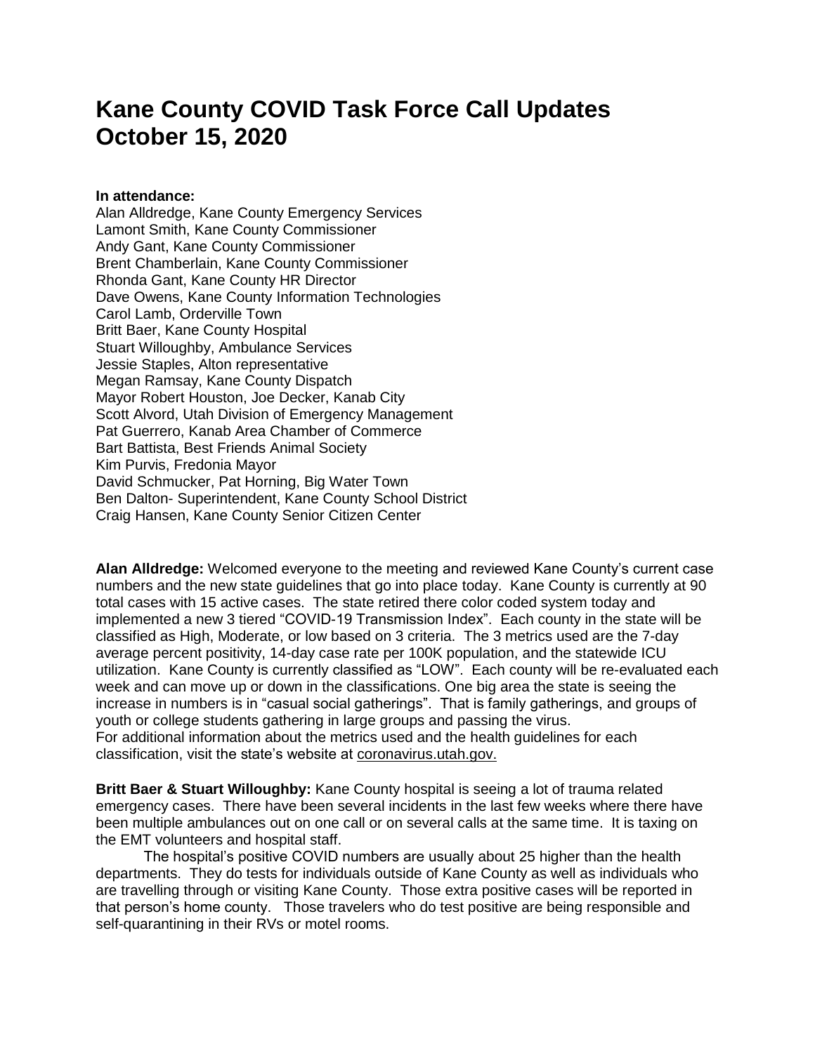# Kane County COVID Task Force Call Updates October 15, 2020

**In attendance:**
Alan Alldredge, Kane County Emergency Services
Lamont Smith, Kane County Commissioner
Andy Gant, Kane County Commissioner
Brent Chamberlain, Kane County Commissioner
Rhonda Gant, Kane County HR Director
Dave Owens, Kane County Information Technologies
Carol Lamb, Orderville Town
Britt Baer, Kane County Hospital
Stuart Willoughby, Ambulance Services
Jessie Staples, Alton representative
Megan Ramsay, Kane County Dispatch
Mayor Robert Houston, Joe Decker, Kanab City
Scott Alvord, Utah Division of Emergency Management
Pat Guerrero, Kanab Area Chamber of Commerce
Bart Battista, Best Friends Animal Society
Kim Purvis, Fredonia Mayor
David Schmucker, Pat Horning, Big Water Town
Ben Dalton- Superintendent, Kane County School District
Craig Hansen, Kane County Senior Citizen Center

**Alan Alldredge:** Welcomed everyone to the meeting and reviewed Kane County's current case numbers and the new state guidelines that go into place today. Kane County is currently at 90 total cases with 15 active cases. The state retired there color coded system today and implemented a new 3 tiered "COVID-19 Transmission Index". Each county in the state will be classified as High, Moderate, or low based on 3 criteria. The 3 metrics used are the 7-day average percent positivity, 14-day case rate per 100K population, and the statewide ICU utilization. Kane County is currently classified as "LOW". Each county will be re-evaluated each week and can move up or down in the classifications. One big area the state is seeing the increase in numbers is in "casual social gatherings". That is family gatherings, and groups of youth or college students gathering in large groups and passing the virus.
For additional information about the metrics used and the health guidelines for each classification, visit the state's website at coronavirus.utah.gov.

**Britt Baer & Stuart Willoughby:** Kane County hospital is seeing a lot of trauma related emergency cases. There have been several incidents in the last few weeks where there have been multiple ambulances out on one call or on several calls at the same time. It is taxing on the EMT volunteers and hospital staff.

The hospital's positive COVID numbers are usually about 25 higher than the health departments. They do tests for individuals outside of Kane County as well as individuals who are travelling through or visiting Kane County. Those extra positive cases will be reported in that person's home county. Those travelers who do test positive are being responsible and self-quarantining in their RVs or motel rooms.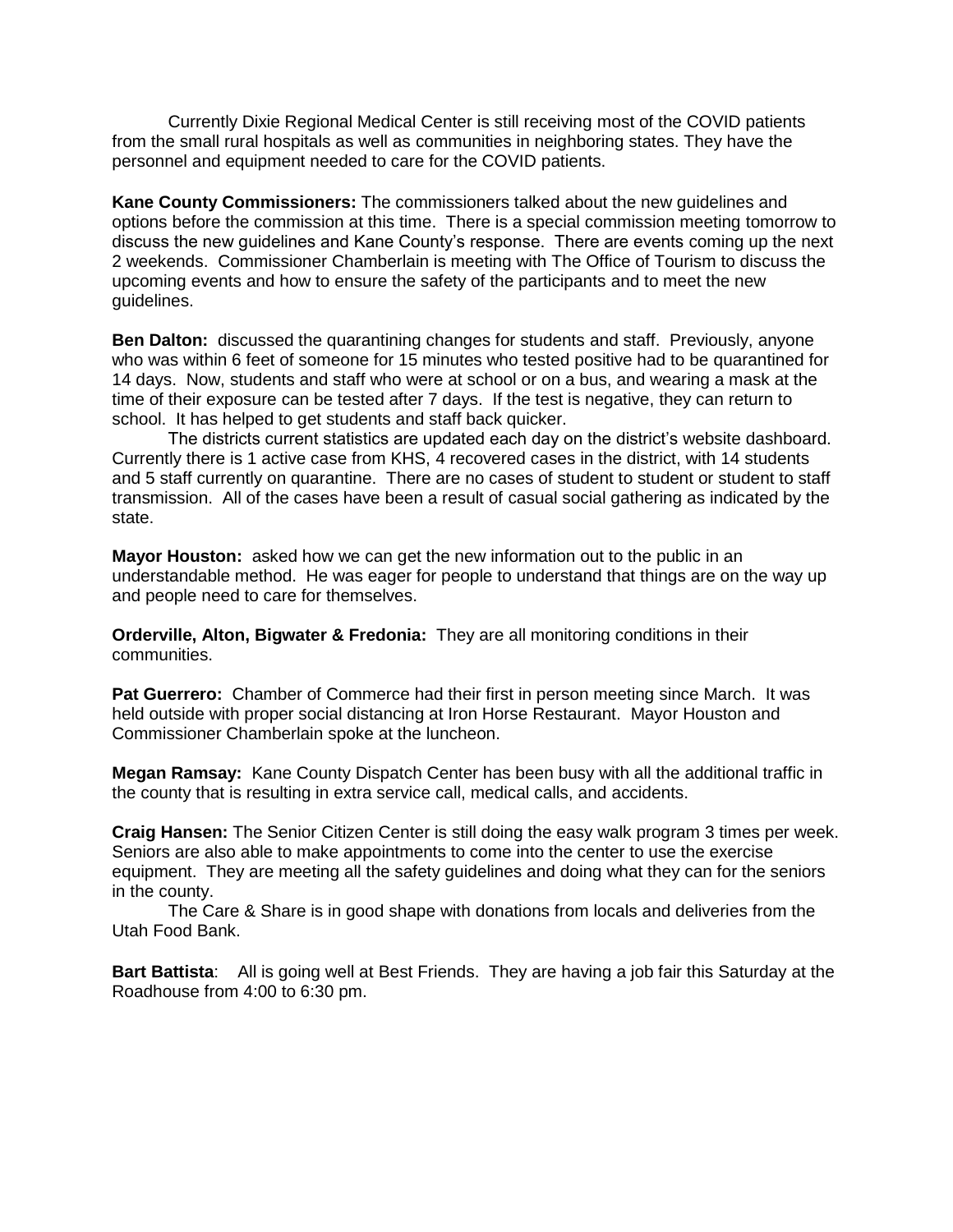Currently Dixie Regional Medical Center is still receiving most of the COVID patients from the small rural hospitals as well as communities in neighboring states. They have the personnel and equipment needed to care for the COVID patients.

**Kane County Commissioners:** The commissioners talked about the new guidelines and options before the commission at this time. There is a special commission meeting tomorrow to discuss the new guidelines and Kane County's response. There are events coming up the next 2 weekends. Commissioner Chamberlain is meeting with The Office of Tourism to discuss the upcoming events and how to ensure the safety of the participants and to meet the new guidelines.

**Ben Dalton:** discussed the quarantining changes for students and staff. Previously, anyone who was within 6 feet of someone for 15 minutes who tested positive had to be quarantined for 14 days. Now, students and staff who were at school or on a bus, and wearing a mask at the time of their exposure can be tested after 7 days. If the test is negative, they can return to school. It has helped to get students and staff back quicker.

The districts current statistics are updated each day on the district's website dashboard. Currently there is 1 active case from KHS, 4 recovered cases in the district, with 14 students and 5 staff currently on quarantine. There are no cases of student to student or student to staff transmission. All of the cases have been a result of casual social gathering as indicated by the state.

**Mayor Houston:** asked how we can get the new information out to the public in an understandable method. He was eager for people to understand that things are on the way up and people need to care for themselves.

**Orderville, Alton, Bigwater & Fredonia:** They are all monitoring conditions in their communities.

**Pat Guerrero:** Chamber of Commerce had their first in person meeting since March. It was held outside with proper social distancing at Iron Horse Restaurant. Mayor Houston and Commissioner Chamberlain spoke at the luncheon.

**Megan Ramsay:** Kane County Dispatch Center has been busy with all the additional traffic in the county that is resulting in extra service call, medical calls, and accidents.

**Craig Hansen:** The Senior Citizen Center is still doing the easy walk program 3 times per week. Seniors are also able to make appointments to come into the center to use the exercise equipment. They are meeting all the safety guidelines and doing what they can for the seniors in the county.

The Care & Share is in good shape with donations from locals and deliveries from the Utah Food Bank.

**Bart Battista**: All is going well at Best Friends. They are having a job fair this Saturday at the Roadhouse from 4:00 to 6:30 pm.